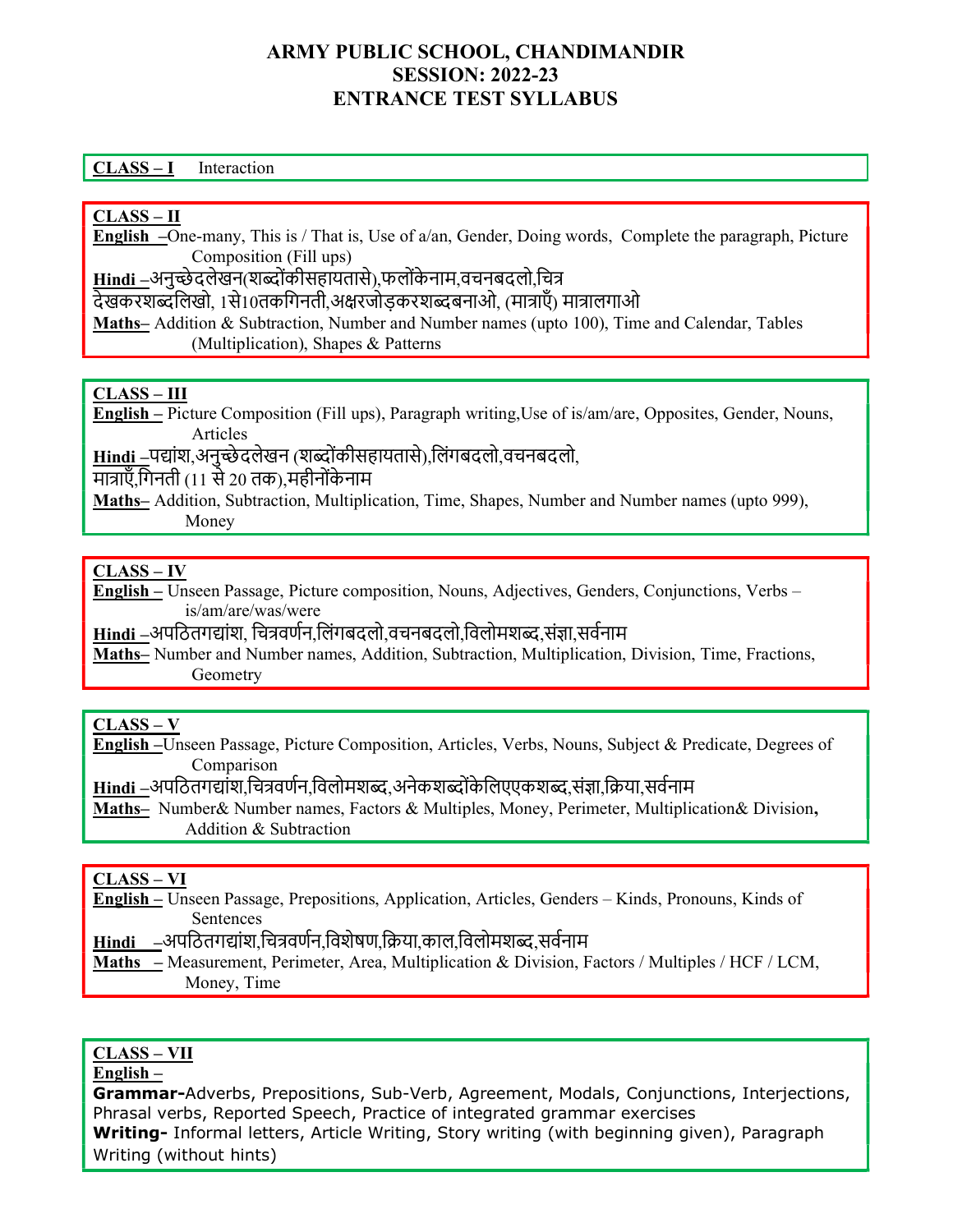# ARMY PUBLIC SCHOOL, CHANDIMANDIR
## SESSION: 2022-23
## ENTRANCE TEST SYLLABUS

**CLASS – I** Interaction

**CLASS – II**

**English** –One-many, This is / That is, Use of a/an, Gender, Doing words, Complete the paragraph, Picture Composition (Fill ups)

**Hindi** –अनुच्छेदलेखन(शब्दोंकीसहायतासे),फलोंकेनाम,वचनबदलो,चित्र देखकरशब्दलिखो, 1से10तकगिनती,अक्षरजोड़करशब्दबनाओ, (मात्राएँ) मात्रालगाओ

**Maths**– Addition & Subtraction, Number and Number names (upto 100), Time and Calendar, Tables (Multiplication), Shapes & Patterns

**CLASS – III**

**English** – Picture Composition (Fill ups), Paragraph writing,Use of is/am/are, Opposites, Gender, Nouns, Articles

**Hindi** –पद्यांश,अनुच्छेदलेखन (शब्दोंकीसहायतासे),लिंगबदलो,वचनबदलो, मात्राएँ,गिनती (11 से 20 तक),महीनोंकेनाम

**Maths**– Addition, Subtraction, Multiplication, Time, Shapes, Number and Number names (upto 999), Money

**CLASS – IV**

**English** – Unseen Passage, Picture composition, Nouns, Adjectives, Genders, Conjunctions, Verbs – is/am/are/was/were

**Hindi** –अपठितगद्यांश, चित्रवर्णन,लिंगबदलो,वचनबदलो,विलोमशब्द,संज्ञा,सर्वनाम

**Maths**– Number and Number names, Addition, Subtraction, Multiplication, Division, Time, Fractions, Geometry

**CLASS – V**

**English** –Unseen Passage, Picture Composition, Articles, Verbs, Nouns, Subject & Predicate, Degrees of Comparison

**Hindi** –अपठितगद्यांश,चित्रवर्णन,विलोमशब्द,अनेकशब्दोंकेलिएएकशब्द,संज्ञा,क्रिया,सर्वनाम

**Maths**– Number& Number names, Factors & Multiples, Money, Perimeter, Multiplication& Division**,** Addition & Subtraction

**CLASS – VI**

**English** – Unseen Passage, Prepositions, Application, Articles, Genders – Kinds, Pronouns, Kinds of Sentences

**Hindi** –अपठितगद्यांश,चित्रवर्णन,विशेषण,क्रिया,काल,विलोमशब्द,सर्वनाम

**Maths** – Measurement, Perimeter, Area, Multiplication & Division, Factors / Multiples / HCF / LCM, Money, Time

**CLASS – VII**

**English** –

**Grammar-**Adverbs, Prepositions, Sub-Verb, Agreement, Modals, Conjunctions, Interjections, Phrasal verbs, Reported Speech, Practice of integrated grammar exercises

**Writing-** Informal letters, Article Writing, Story writing (with beginning given), Paragraph Writing (without hints)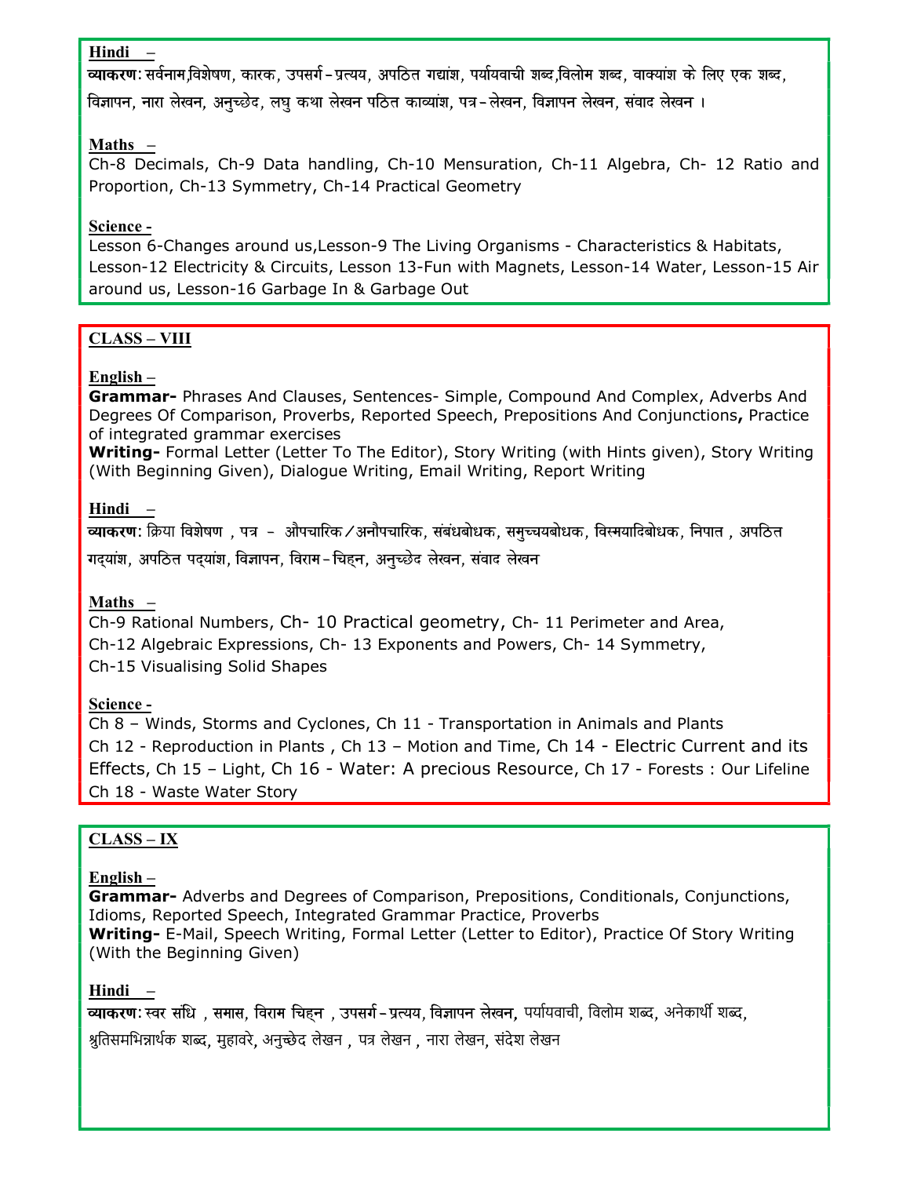**Hindi –**

**व्याकरण:** सर्वनाम,विशेषण, कारक, उपसर्ग-प्रत्यय, अपठित गद्यांश, पर्यायवाची शब्द,विलोम शब्द, वाक्यांश के लिए एक शब्द, विज्ञापन, नारा लेखन, अनुच्छेद, लघु कथा लेखन पठित काव्यांश, पत्र-लेखन, विज्ञापन लेखन, संवाद लेखन ।

**Maths –**

Ch-8 Decimals, Ch-9 Data handling, Ch-10 Mensuration, Ch-11 Algebra, Ch- 12 Ratio and Proportion, Ch-13 Symmetry, Ch-14 Practical Geometry

**Science -**

Lesson 6-Changes around us,Lesson-9 The Living Organisms - Characteristics & Habitats, Lesson-12 Electricity & Circuits, Lesson 13-Fun with Magnets, Lesson-14 Water, Lesson-15 Air around us, Lesson-16 Garbage In & Garbage Out

## CLASS – VIII

**English –**

**Grammar-** Phrases And Clauses, Sentences- Simple, Compound And Complex, Adverbs And Degrees Of Comparison, Proverbs, Reported Speech, Prepositions And Conjunctions**,** Practice of integrated grammar exercises

**Writing-** Formal Letter (Letter To The Editor), Story Writing (with Hints given), Story Writing (With Beginning Given), Dialogue Writing, Email Writing, Report Writing

**Hindi –**

**व्याकरण:** क्रिया विशेषण , पत्र - औपचारिक/अनौपचारिक, संबंधबोधक, समुच्चयबोधक, विस्मयादिबोधक, निपात , अपठित गद्यांश, अपठित पद्यांश, विज्ञापन, विराम-चिह्न, अनुच्छेद लेखन, संवाद लेखन

**Maths –**

Ch-9 Rational Numbers, Ch- 10 Practical geometry, Ch- 11 Perimeter and Area,
Ch-12 Algebraic Expressions, Ch- 13 Exponents and Powers, Ch- 14 Symmetry,
Ch-15 Visualising Solid Shapes

**Science -**

Ch 8 – Winds, Storms and Cyclones, Ch 11 - Transportation in Animals and Plants
Ch 12 - Reproduction in Plants , Ch 13 – Motion and Time, Ch 14 - Electric Current and its Effects, Ch 15 – Light, Ch 16 - Water: A precious Resource, Ch 17 - Forests : Our Lifeline
Ch 18 - Waste Water Story

## CLASS – IX

**English –**

**Grammar-** Adverbs and Degrees of Comparison, Prepositions, Conditionals, Conjunctions, Idioms, Reported Speech, Integrated Grammar Practice, Proverbs

**Writing-** E-Mail, Speech Writing, Formal Letter (Letter to Editor), Practice Of Story Writing (With the Beginning Given)

**Hindi –**

**व्याकरण:** स्वर संधि , समास, विराम चिह्न , उपसर्ग-प्रत्यय, विज्ञापन लेखन, पर्यायवाची, विलोम शब्द, अनेकार्थी शब्द, श्रुतिसमभिन्नार्थक शब्द, मुहावरे, अनुच्छेद लेखन , पत्र लेखन , नारा लेखन, संदेश लेखन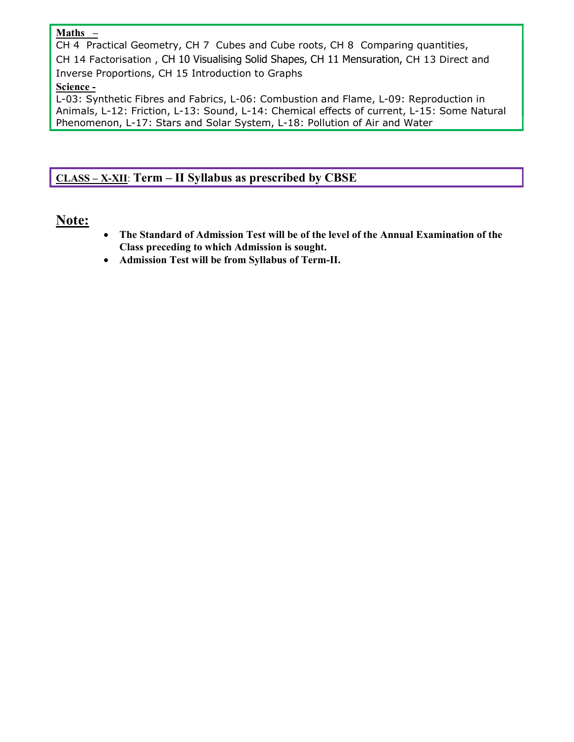**Maths –**

CH 4 Practical Geometry, CH 7 Cubes and Cube roots, CH 8 Comparing quantities, CH 14 Factorisation , CH 10 Visualising Solid Shapes, CH 11 Mensuration, CH 13 Direct and Inverse Proportions, CH 15 Introduction to Graphs

**Science -**

L-03: Synthetic Fibres and Fabrics, L-06: Combustion and Flame, L-09: Reproduction in Animals, L-12: Friction, L-13: Sound, L-14: Chemical effects of current, L-15: Some Natural Phenomenon, L-17: Stars and Solar System, L-18: Pollution of Air and Water

**CLASS – X-XII**: **Term – II Syllabus as prescribed by CBSE**

## Note:

- **The Standard of Admission Test will be of the level of the Annual Examination of the Class preceding to which Admission is sought.**
- **Admission Test will be from Syllabus of Term-II.**